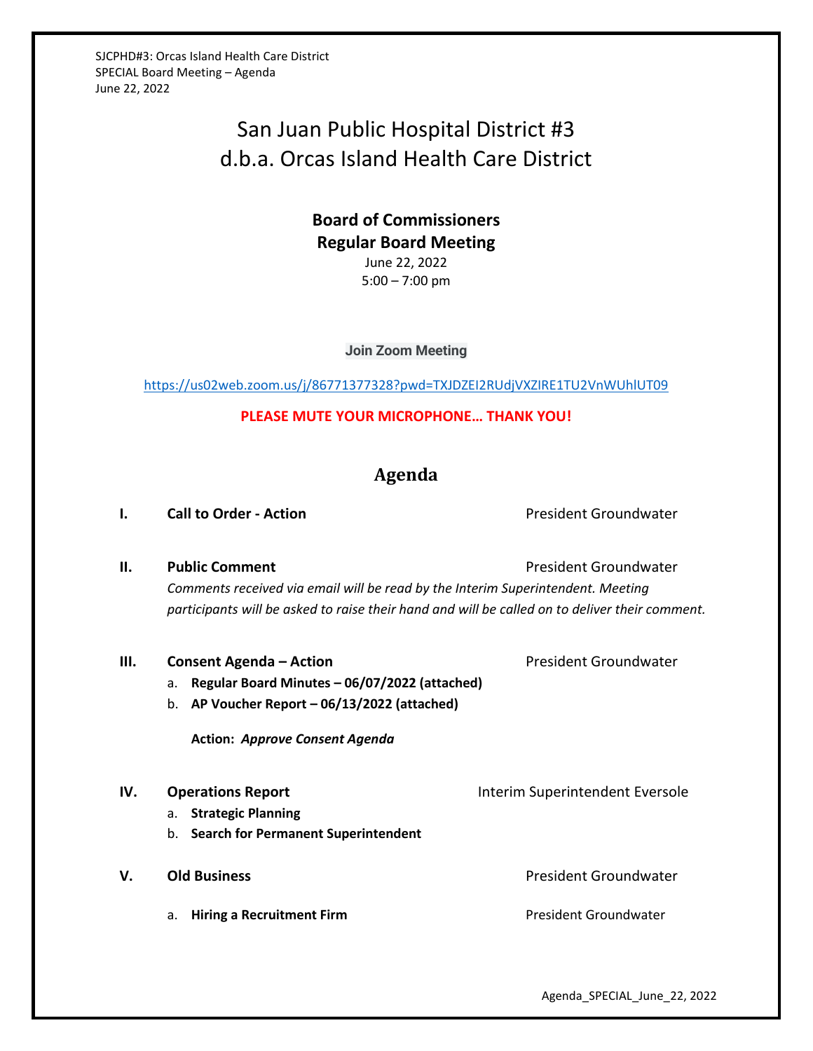# San Juan Public Hospital District #3
# d.b.a. Orcas Island Health Care District

## Board of Commissioners
## Regular Board Meeting

June 22, 2022
5:00 – 7:00 pm

**Join Zoom Meeting**

https://us02web.zoom.us/j/86771377328?pwd=TXJDZEI2RUdjVXZIRE1TU2VnWUhlUT09

**PLEASE MUTE YOUR MICROPHONE… THANK YOU!**

## Agenda

**I. Call to Order - Action** — President Groundwater

**II. Public Comment** — President Groundwater

*Comments received via email will be read by the Interim Superintendent. Meeting participants will be asked to raise their hand and will be called on to deliver their comment.*

**III. Consent Agenda – Action** — President Groundwater

a. **Regular Board Minutes – 06/07/2022 (attached)**
b. **AP Voucher Report – 06/13/2022 (attached)**

**Action:** ***Approve Consent Agenda***

**IV. Operations Report** — Interim Superintendent Eversole

a. **Strategic Planning**
b. **Search for Permanent Superintendent**

**V. Old Business** — President Groundwater

a. **Hiring a Recruitment Firm** — President Groundwater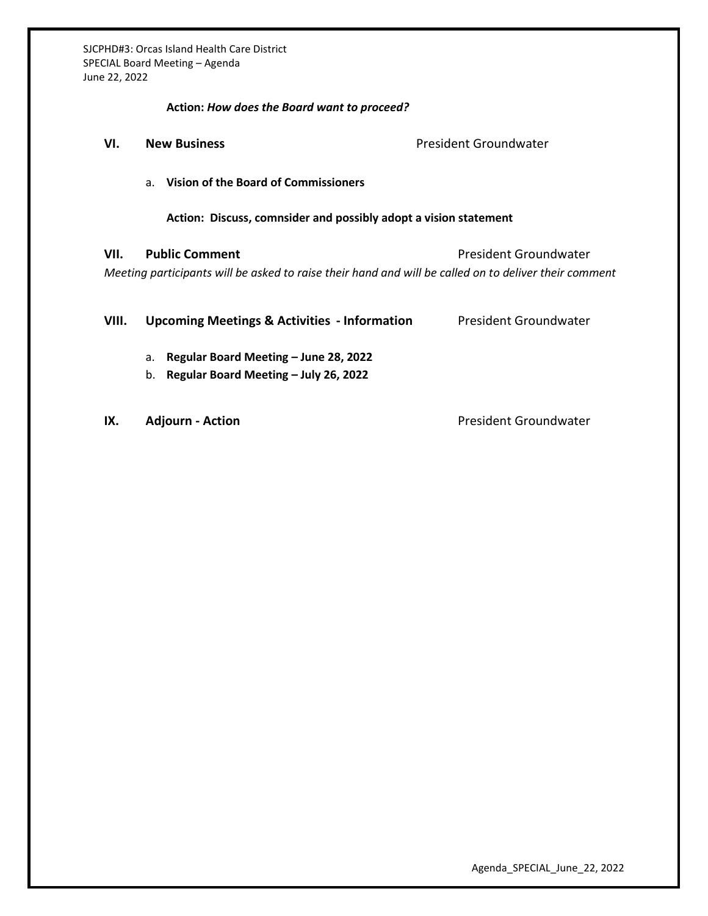**Action:** ***How does the Board want to proceed?***

**VI. New Business** President Groundwater

a. **Vision of the Board of Commissioners**

**Action: Discuss, comnsider and possibly adopt a vision statement**

**VII. Public Comment** President Groundwater

*Meeting participants will be asked to raise their hand and will be called on to deliver their comment*

**VIII. Upcoming Meetings & Activities - Information** President Groundwater

a. **Regular Board Meeting – June 28, 2022**
b. **Regular Board Meeting – July 26, 2022**

**IX. Adjourn - Action** President Groundwater